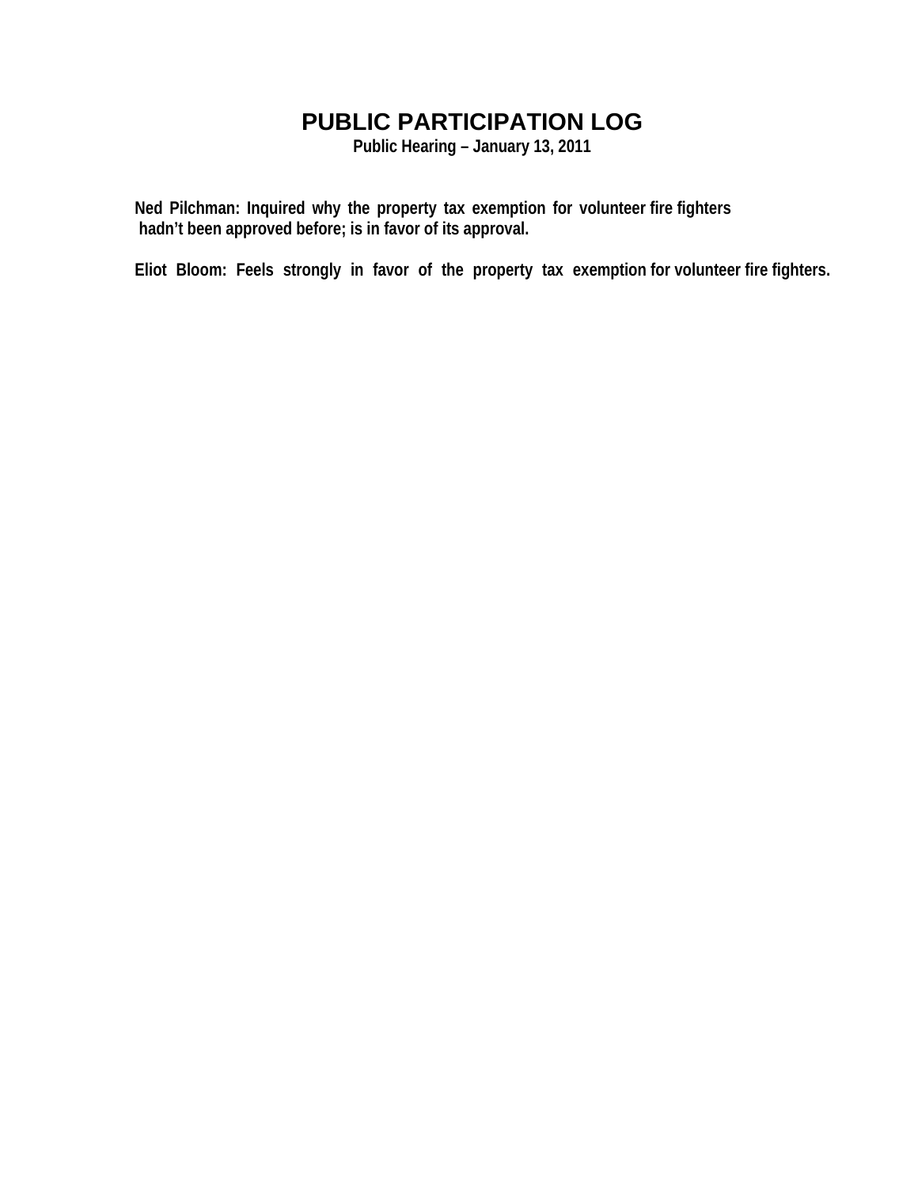# PUBLIC PARTICIPATION LOG

**Public Hearing – January 13, 2011**

**Ned Pilchman: Inquired why the property tax exemption for volunteer fire fighters hadn't been approved before; is in favor of its approval.**

**Eliot Bloom: Feels strongly in favor of the property tax exemption for volunteer fire fighters.**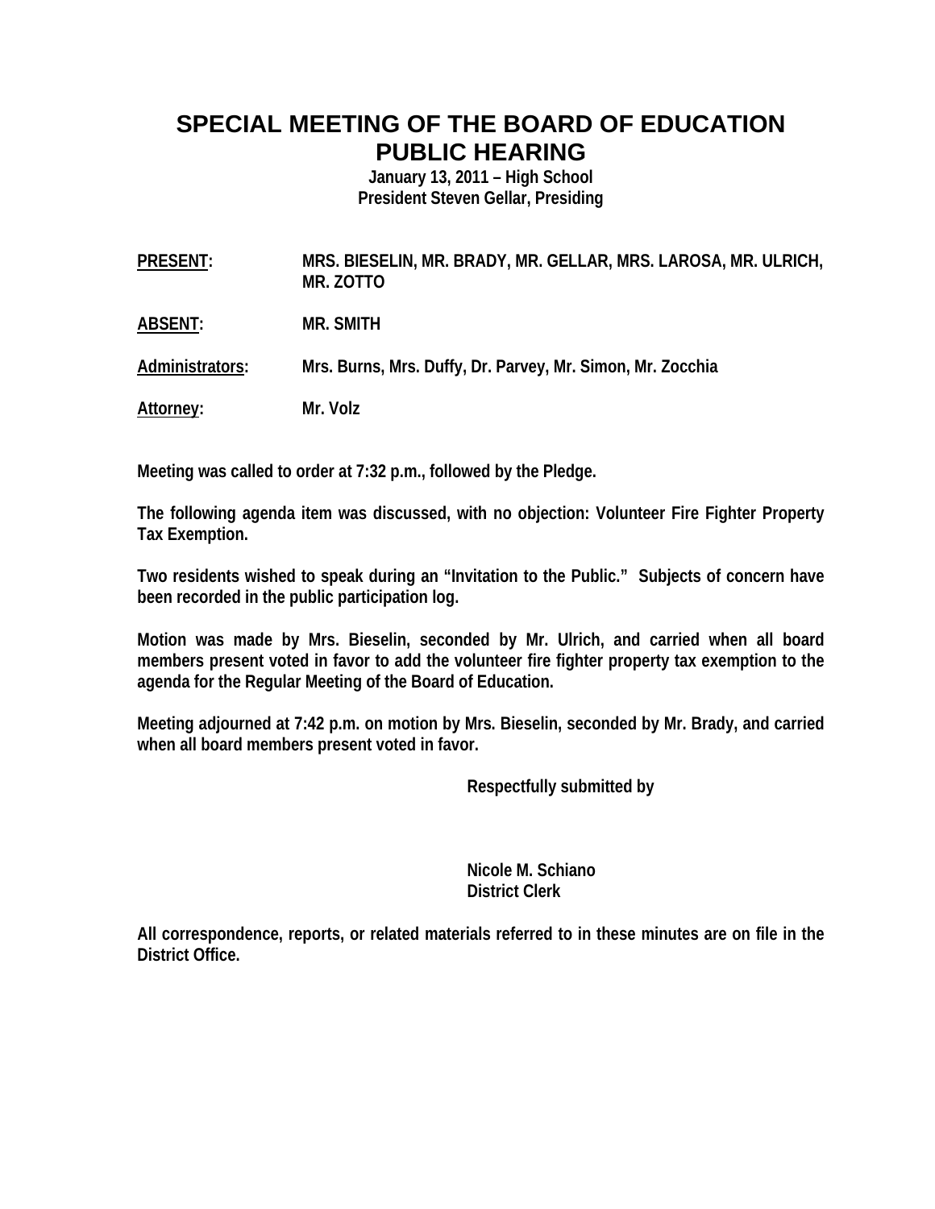# SPECIAL MEETING OF THE BOARD OF EDUCATION
# PUBLIC HEARING

**January 13, 2011 – High School**
**President Steven Gellar, Presiding**

**PRESENT:** MRS. BIESELIN, MR. BRADY, MR. GELLAR, MRS. LAROSA, MR. ULRICH, MR. ZOTTO

**ABSENT:** MR. SMITH

**Administrators:** Mrs. Burns, Mrs. Duffy, Dr. Parvey, Mr. Simon, Mr. Zocchia

**Attorney:** Mr. Volz

Meeting was called to order at 7:32 p.m., followed by the Pledge.

The following agenda item was discussed, with no objection: Volunteer Fire Fighter Property Tax Exemption.

Two residents wished to speak during an "Invitation to the Public." Subjects of concern have been recorded in the public participation log.

Motion was made by Mrs. Bieselin, seconded by Mr. Ulrich, and carried when all board members present voted in favor to add the volunteer fire fighter property tax exemption to the agenda for the Regular Meeting of the Board of Education.

Meeting adjourned at 7:42 p.m. on motion by Mrs. Bieselin, seconded by Mr. Brady, and carried when all board members present voted in favor.

Respectfully submitted by

Nicole M. Schiano
District Clerk

All correspondence, reports, or related materials referred to in these minutes are on file in the District Office.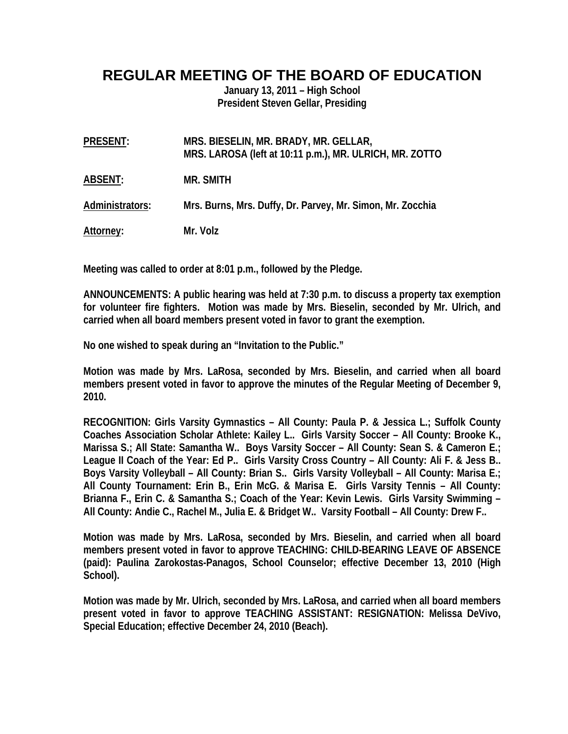# REGULAR MEETING OF THE BOARD OF EDUCATION

**January 13, 2011 – High School**
**President Steven Gellar, Presiding**

**PRESENT:** MRS. BIESELIN, MR. BRADY, MR. GELLAR, MRS. LAROSA (left at 10:11 p.m.), MR. ULRICH, MR. ZOTTO

**ABSENT:** MR. SMITH

**Administrators:** Mrs. Burns, Mrs. Duffy, Dr. Parvey, Mr. Simon, Mr. Zocchia

**Attorney:** Mr. Volz

Meeting was called to order at 8:01 p.m., followed by the Pledge.

ANNOUNCEMENTS: A public hearing was held at 7:30 p.m. to discuss a property tax exemption for volunteer fire fighters. Motion was made by Mrs. Bieselin, seconded by Mr. Ulrich, and carried when all board members present voted in favor to grant the exemption.

No one wished to speak during an "Invitation to the Public."

Motion was made by Mrs. LaRosa, seconded by Mrs. Bieselin, and carried when all board members present voted in favor to approve the minutes of the Regular Meeting of December 9, 2010.

RECOGNITION: Girls Varsity Gymnastics – All County: Paula P. & Jessica L.; Suffolk County Coaches Association Scholar Athlete: Kailey L.. Girls Varsity Soccer – All County: Brooke K., Marissa S.; All State: Samantha W.. Boys Varsity Soccer – All County: Sean S. & Cameron E.; League II Coach of the Year: Ed P.. Girls Varsity Cross Country – All County: Ali F. & Jess B.. Boys Varsity Volleyball – All County: Brian S.. Girls Varsity Volleyball – All County: Marisa E.; All County Tournament: Erin B., Erin McG. & Marisa E. Girls Varsity Tennis – All County: Brianna F., Erin C. & Samantha S.; Coach of the Year: Kevin Lewis. Girls Varsity Swimming – All County: Andie C., Rachel M., Julia E. & Bridget W.. Varsity Football – All County: Drew F..

Motion was made by Mrs. LaRosa, seconded by Mrs. Bieselin, and carried when all board members present voted in favor to approve TEACHING: CHILD-BEARING LEAVE OF ABSENCE (paid): Paulina Zarokostas-Panagos, School Counselor; effective December 13, 2010 (High School).

Motion was made by Mr. Ulrich, seconded by Mrs. LaRosa, and carried when all board members present voted in favor to approve TEACHING ASSISTANT: RESIGNATION: Melissa DeVivo, Special Education; effective December 24, 2010 (Beach).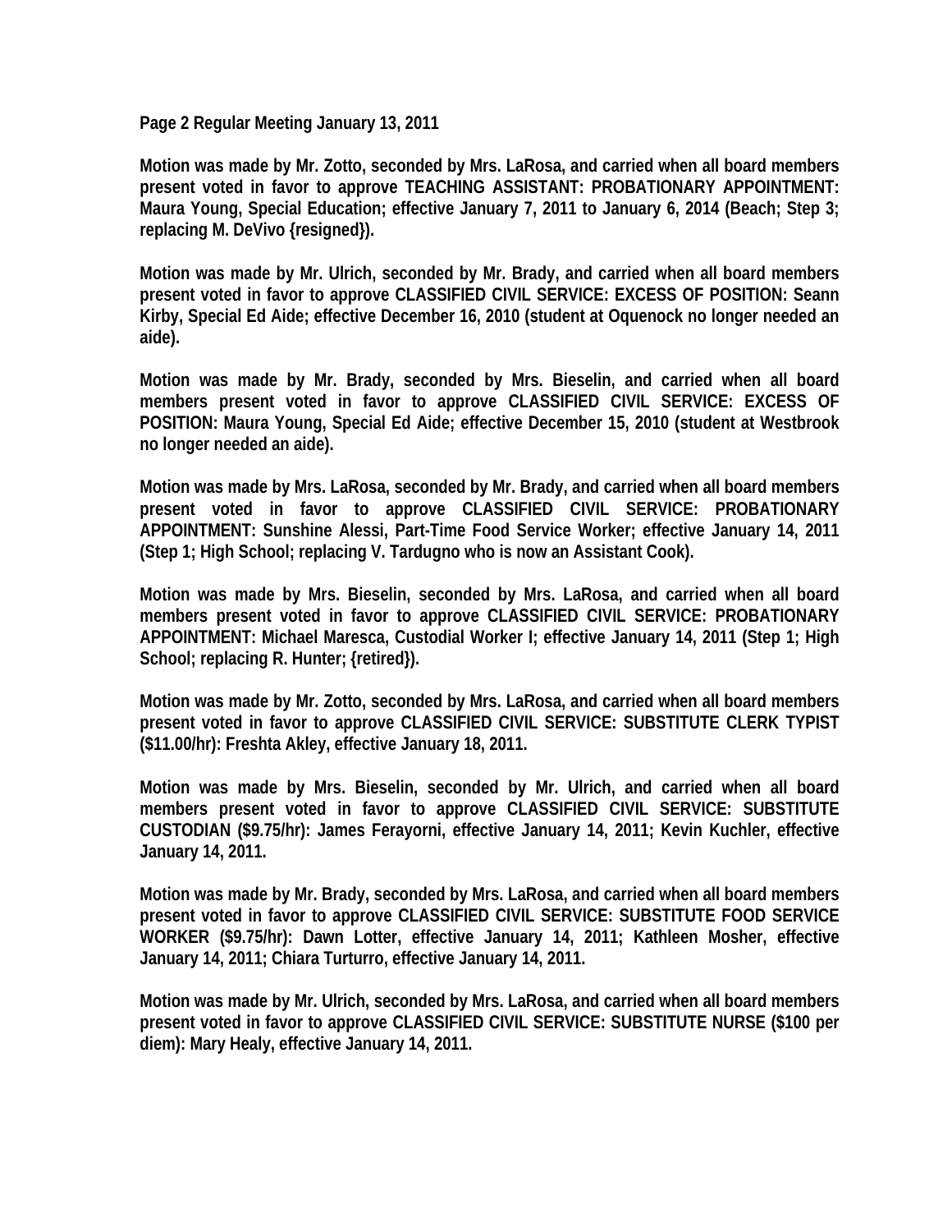**Motion was made by Mr. Zotto, seconded by Mrs. LaRosa, and carried when all board members present voted in favor to approve TEACHING ASSISTANT: PROBATIONARY APPOINTMENT: Maura Young, Special Education; effective January 7, 2011 to January 6, 2014 (Beach; Step 3; replacing M. DeVivo {resigned}).**

**Motion was made by Mr. Ulrich, seconded by Mr. Brady, and carried when all board members present voted in favor to approve CLASSIFIED CIVIL SERVICE: EXCESS OF POSITION: Seann Kirby, Special Ed Aide; effective December 16, 2010 (student at Oquenock no longer needed an aide).**

**Motion was made by Mr. Brady, seconded by Mrs. Bieselin, and carried when all board members present voted in favor to approve CLASSIFIED CIVIL SERVICE: EXCESS OF POSITION: Maura Young, Special Ed Aide; effective December 15, 2010 (student at Westbrook no longer needed an aide).**

**Motion was made by Mrs. LaRosa, seconded by Mr. Brady, and carried when all board members present voted in favor to approve CLASSIFIED CIVIL SERVICE: PROBATIONARY APPOINTMENT: Sunshine Alessi, Part-Time Food Service Worker; effective January 14, 2011 (Step 1; High School; replacing V. Tardugno who is now an Assistant Cook).**

**Motion was made by Mrs. Bieselin, seconded by Mrs. LaRosa, and carried when all board members present voted in favor to approve CLASSIFIED CIVIL SERVICE: PROBATIONARY APPOINTMENT: Michael Maresca, Custodial Worker I; effective January 14, 2011 (Step 1; High School; replacing R. Hunter; {retired}).**

**Motion was made by Mr. Zotto, seconded by Mrs. LaRosa, and carried when all board members present voted in favor to approve CLASSIFIED CIVIL SERVICE: SUBSTITUTE CLERK TYPIST ($11.00/hr): Freshta Akley, effective January 18, 2011.**

**Motion was made by Mrs. Bieselin, seconded by Mr. Ulrich, and carried when all board members present voted in favor to approve CLASSIFIED CIVIL SERVICE: SUBSTITUTE CUSTODIAN ($9.75/hr): James Ferayorni, effective January 14, 2011; Kevin Kuchler, effective January 14, 2011.**

**Motion was made by Mr. Brady, seconded by Mrs. LaRosa, and carried when all board members present voted in favor to approve CLASSIFIED CIVIL SERVICE: SUBSTITUTE FOOD SERVICE WORKER ($9.75/hr): Dawn Lotter, effective January 14, 2011; Kathleen Mosher, effective January 14, 2011; Chiara Turturro, effective January 14, 2011.**

**Motion was made by Mr. Ulrich, seconded by Mrs. LaRosa, and carried when all board members present voted in favor to approve CLASSIFIED CIVIL SERVICE: SUBSTITUTE NURSE ($100 per diem): Mary Healy, effective January 14, 2011.**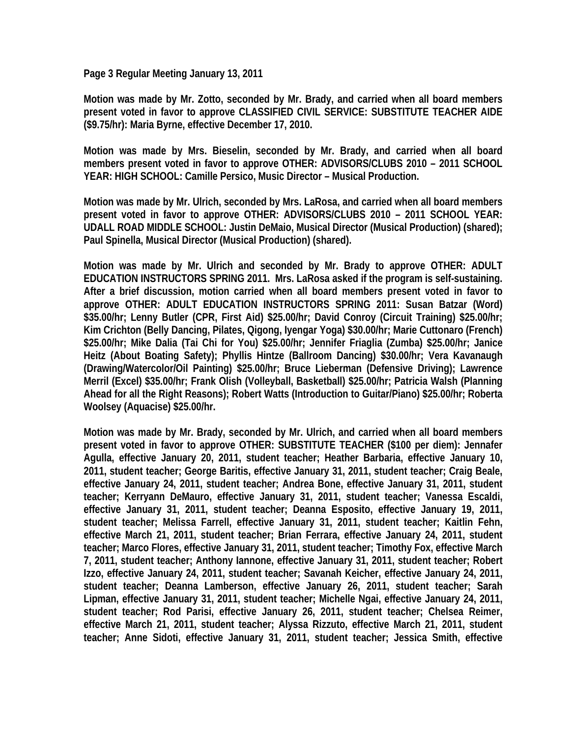**Page 3 Regular Meeting January 13, 2011**

**Motion was made by Mr. Zotto, seconded by Mr. Brady, and carried when all board members present voted in favor to approve CLASSIFIED CIVIL SERVICE: SUBSTITUTE TEACHER AIDE ($9.75/hr): Maria Byrne, effective December 17, 2010.**

**Motion was made by Mrs. Bieselin, seconded by Mr. Brady, and carried when all board members present voted in favor to approve OTHER: ADVISORS/CLUBS 2010 – 2011 SCHOOL YEAR: HIGH SCHOOL: Camille Persico, Music Director – Musical Production.**

**Motion was made by Mr. Ulrich, seconded by Mrs. LaRosa, and carried when all board members present voted in favor to approve OTHER: ADVISORS/CLUBS 2010 – 2011 SCHOOL YEAR: UDALL ROAD MIDDLE SCHOOL: Justin DeMaio, Musical Director (Musical Production) (shared); Paul Spinella, Musical Director (Musical Production) (shared).**

**Motion was made by Mr. Ulrich and seconded by Mr. Brady to approve OTHER: ADULT EDUCATION INSTRUCTORS SPRING 2011. Mrs. LaRosa asked if the program is self-sustaining. After a brief discussion, motion carried when all board members present voted in favor to approve OTHER: ADULT EDUCATION INSTRUCTORS SPRING 2011: Susan Batzar (Word) $35.00/hr; Lenny Butler (CPR, First Aid) $25.00/hr; David Conroy (Circuit Training) $25.00/hr; Kim Crichton (Belly Dancing, Pilates, Qigong, Iyengar Yoga) $30.00/hr; Marie Cuttonaro (French) $25.00/hr; Mike Dalia (Tai Chi for You) $25.00/hr; Jennifer Friaglia (Zumba) $25.00/hr; Janice Heitz (About Boating Safety); Phyllis Hintze (Ballroom Dancing) $30.00/hr; Vera Kavanaugh (Drawing/Watercolor/Oil Painting) $25.00/hr; Bruce Lieberman (Defensive Driving); Lawrence Merril (Excel) $35.00/hr; Frank Olish (Volleyball, Basketball) $25.00/hr; Patricia Walsh (Planning Ahead for all the Right Reasons); Robert Watts (Introduction to Guitar/Piano) $25.00/hr; Roberta Woolsey (Aquacise) $25.00/hr.**

**Motion was made by Mr. Brady, seconded by Mr. Ulrich, and carried when all board members present voted in favor to approve OTHER: SUBSTITUTE TEACHER ($100 per diem): Jennafer Agulla, effective January 20, 2011, student teacher; Heather Barbaria, effective January 10, 2011, student teacher; George Baritis, effective January 31, 2011, student teacher; Craig Beale, effective January 24, 2011, student teacher; Andrea Bone, effective January 31, 2011, student teacher; Kerryann DeMauro, effective January 31, 2011, student teacher; Vanessa Escaldi, effective January 31, 2011, student teacher; Deanna Esposito, effective January 19, 2011, student teacher; Melissa Farrell, effective January 31, 2011, student teacher; Kaitlin Fehn, effective March 21, 2011, student teacher; Brian Ferrara, effective January 24, 2011, student teacher; Marco Flores, effective January 31, 2011, student teacher; Timothy Fox, effective March 7, 2011, student teacher; Anthony Iannone, effective January 31, 2011, student teacher; Robert Izzo, effective January 24, 2011, student teacher; Savanah Keicher, effective January 24, 2011, student teacher; Deanna Lamberson, effective January 26, 2011, student teacher; Sarah Lipman, effective January 31, 2011, student teacher; Michelle Ngai, effective January 24, 2011, student teacher; Rod Parisi, effective January 26, 2011, student teacher; Chelsea Reimer, effective March 21, 2011, student teacher; Alyssa Rizzuto, effective March 21, 2011, student teacher; Anne Sidoti, effective January 31, 2011, student teacher; Jessica Smith, effective**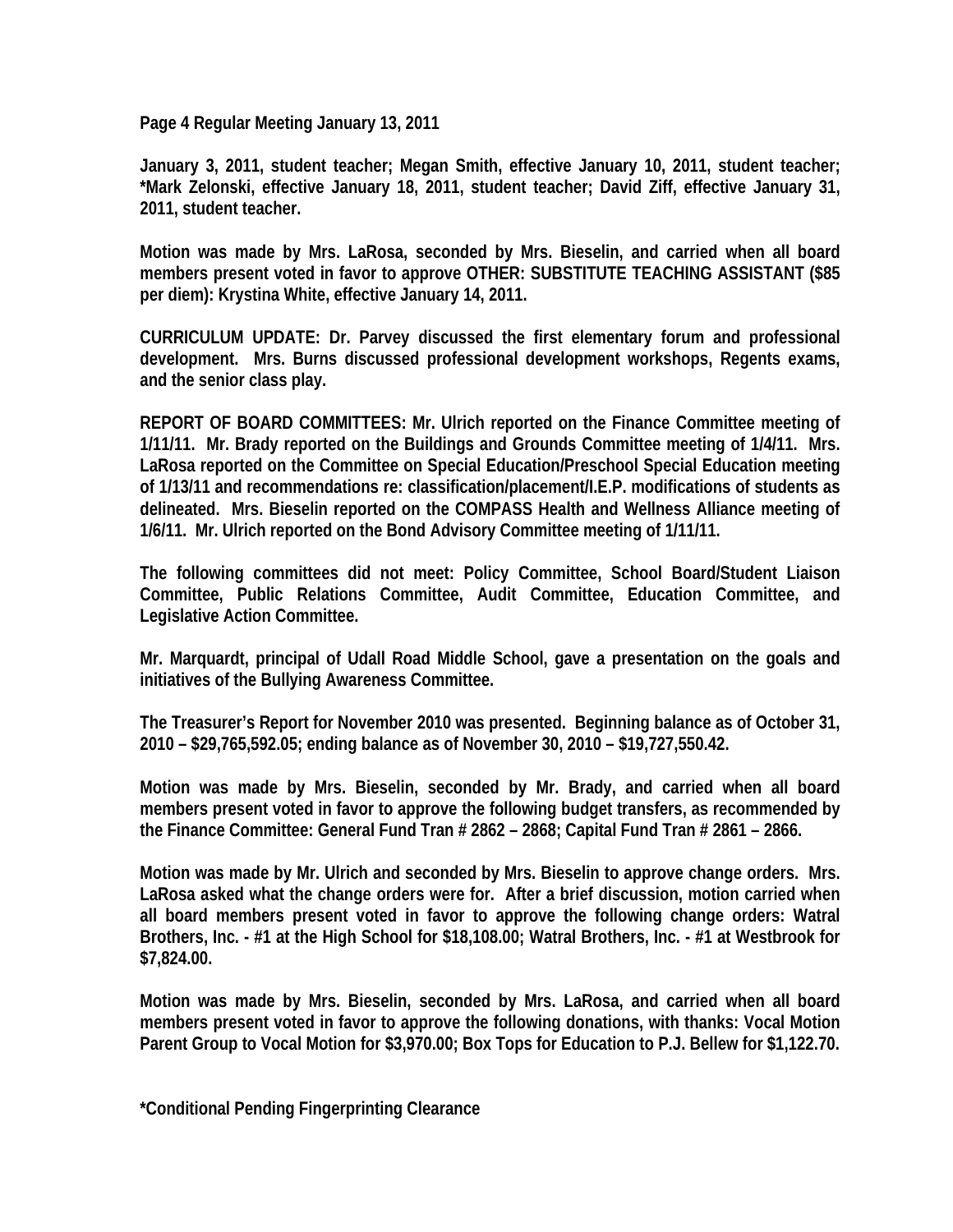**January 3, 2011, student teacher; Megan Smith, effective January 10, 2011, student teacher; *Mark Zelonski, effective January 18, 2011, student teacher; David Ziff, effective January 31, 2011, student teacher.**

**Motion was made by Mrs. LaRosa, seconded by Mrs. Bieselin, and carried when all board members present voted in favor to approve OTHER: SUBSTITUTE TEACHING ASSISTANT ($85 per diem): Krystina White, effective January 14, 2011.**

**CURRICULUM UPDATE: Dr. Parvey discussed the first elementary forum and professional development. Mrs. Burns discussed professional development workshops, Regents exams, and the senior class play.**

**REPORT OF BOARD COMMITTEES: Mr. Ulrich reported on the Finance Committee meeting of 1/11/11. Mr. Brady reported on the Buildings and Grounds Committee meeting of 1/4/11. Mrs. LaRosa reported on the Committee on Special Education/Preschool Special Education meeting of 1/13/11 and recommendations re: classification/placement/I.E.P. modifications of students as delineated. Mrs. Bieselin reported on the COMPASS Health and Wellness Alliance meeting of 1/6/11. Mr. Ulrich reported on the Bond Advisory Committee meeting of 1/11/11.**

**The following committees did not meet: Policy Committee, School Board/Student Liaison Committee, Public Relations Committee, Audit Committee, Education Committee, and Legislative Action Committee.**

**Mr. Marquardt, principal of Udall Road Middle School, gave a presentation on the goals and initiatives of the Bullying Awareness Committee.**

**The Treasurer's Report for November 2010 was presented. Beginning balance as of October 31, 2010 – $29,765,592.05; ending balance as of November 30, 2010 – $19,727,550.42.**

**Motion was made by Mrs. Bieselin, seconded by Mr. Brady, and carried when all board members present voted in favor to approve the following budget transfers, as recommended by the Finance Committee: General Fund Tran # 2862 – 2868; Capital Fund Tran # 2861 – 2866.**

**Motion was made by Mr. Ulrich and seconded by Mrs. Bieselin to approve change orders. Mrs. LaRosa asked what the change orders were for. After a brief discussion, motion carried when all board members present voted in favor to approve the following change orders: Watral Brothers, Inc. - #1 at the High School for $18,108.00; Watral Brothers, Inc. - #1 at Westbrook for $7,824.00.**

**Motion was made by Mrs. Bieselin, seconded by Mrs. LaRosa, and carried when all board members present voted in favor to approve the following donations, with thanks: Vocal Motion Parent Group to Vocal Motion for $3,970.00; Box Tops for Education to P.J. Bellew for $1,122.70.**

**\*Conditional Pending Fingerprinting Clearance**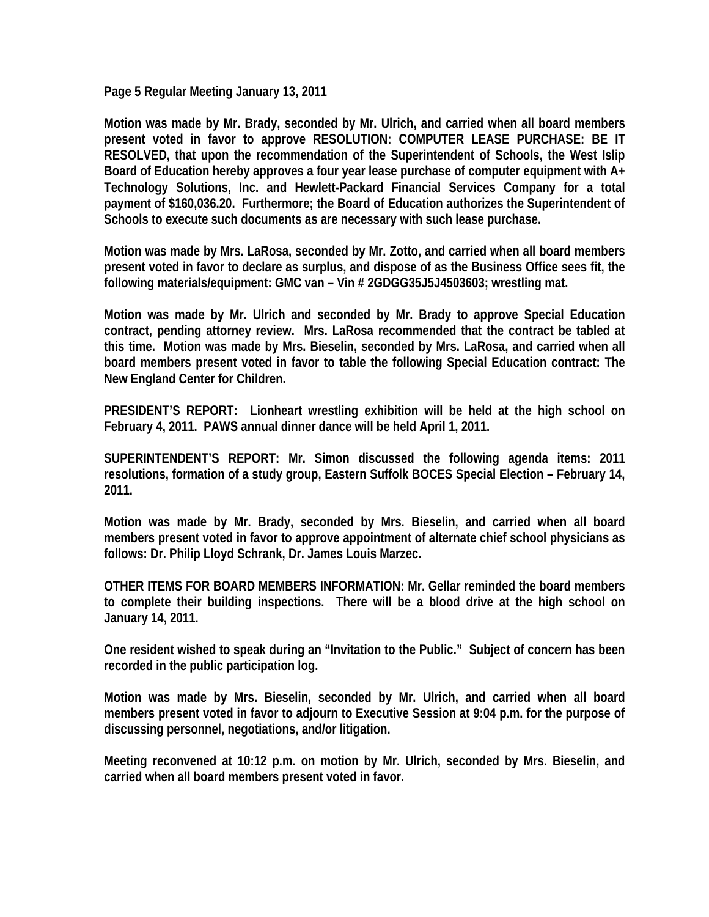**Page 5 Regular Meeting January 13, 2011**

**Motion was made by Mr. Brady, seconded by Mr. Ulrich, and carried when all board members present voted in favor to approve RESOLUTION: COMPUTER LEASE PURCHASE: BE IT RESOLVED, that upon the recommendation of the Superintendent of Schools, the West Islip Board of Education hereby approves a four year lease purchase of computer equipment with A+ Technology Solutions, Inc. and Hewlett-Packard Financial Services Company for a total payment of $160,036.20. Furthermore; the Board of Education authorizes the Superintendent of Schools to execute such documents as are necessary with such lease purchase.**

**Motion was made by Mrs. LaRosa, seconded by Mr. Zotto, and carried when all board members present voted in favor to declare as surplus, and dispose of as the Business Office sees fit, the following materials/equipment: GMC van – Vin # 2GDGG35J5J4503603; wrestling mat.**

**Motion was made by Mr. Ulrich and seconded by Mr. Brady to approve Special Education contract, pending attorney review. Mrs. LaRosa recommended that the contract be tabled at this time. Motion was made by Mrs. Bieselin, seconded by Mrs. LaRosa, and carried when all board members present voted in favor to table the following Special Education contract: The New England Center for Children.**

**PRESIDENT'S REPORT: Lionheart wrestling exhibition will be held at the high school on February 4, 2011. PAWS annual dinner dance will be held April 1, 2011.**

**SUPERINTENDENT'S REPORT: Mr. Simon discussed the following agenda items: 2011 resolutions, formation of a study group, Eastern Suffolk BOCES Special Election – February 14, 2011.**

**Motion was made by Mr. Brady, seconded by Mrs. Bieselin, and carried when all board members present voted in favor to approve appointment of alternate chief school physicians as follows: Dr. Philip Lloyd Schrank, Dr. James Louis Marzec.**

**OTHER ITEMS FOR BOARD MEMBERS INFORMATION: Mr. Gellar reminded the board members to complete their building inspections. There will be a blood drive at the high school on January 14, 2011.**

**One resident wished to speak during an "Invitation to the Public." Subject of concern has been recorded in the public participation log.**

**Motion was made by Mrs. Bieselin, seconded by Mr. Ulrich, and carried when all board members present voted in favor to adjourn to Executive Session at 9:04 p.m. for the purpose of discussing personnel, negotiations, and/or litigation.**

**Meeting reconvened at 10:12 p.m. on motion by Mr. Ulrich, seconded by Mrs. Bieselin, and carried when all board members present voted in favor.**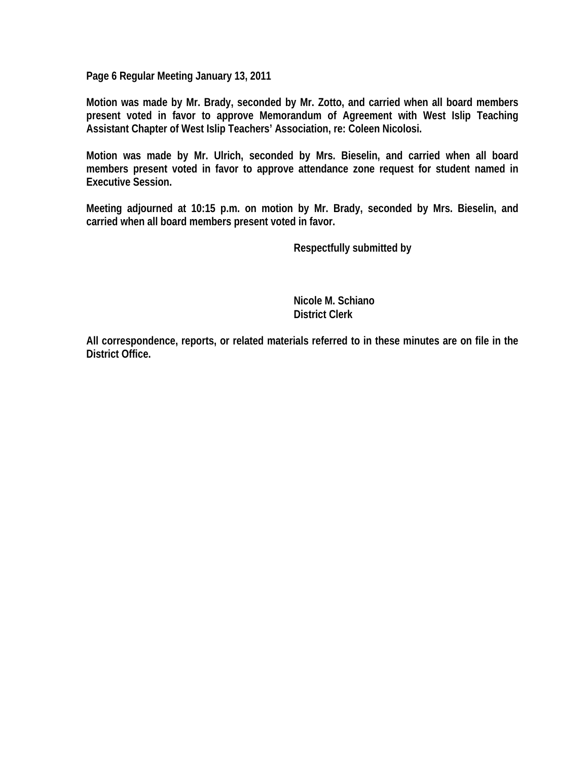**Page 6 Regular Meeting January 13, 2011**

**Motion was made by Mr. Brady, seconded by Mr. Zotto, and carried when all board members present voted in favor to approve Memorandum of Agreement with West Islip Teaching Assistant Chapter of West Islip Teachers' Association, re: Coleen Nicolosi.**

**Motion was made by Mr. Ulrich, seconded by Mrs. Bieselin, and carried when all board members present voted in favor to approve attendance zone request for student named in Executive Session.**

**Meeting adjourned at 10:15 p.m. on motion by Mr. Brady, seconded by Mrs. Bieselin, and carried when all board members present voted in favor.**

**Respectfully submitted by**

**Nicole M. Schiano**
**District Clerk**

**All correspondence, reports, or related materials referred to in these minutes are on file in the District Office.**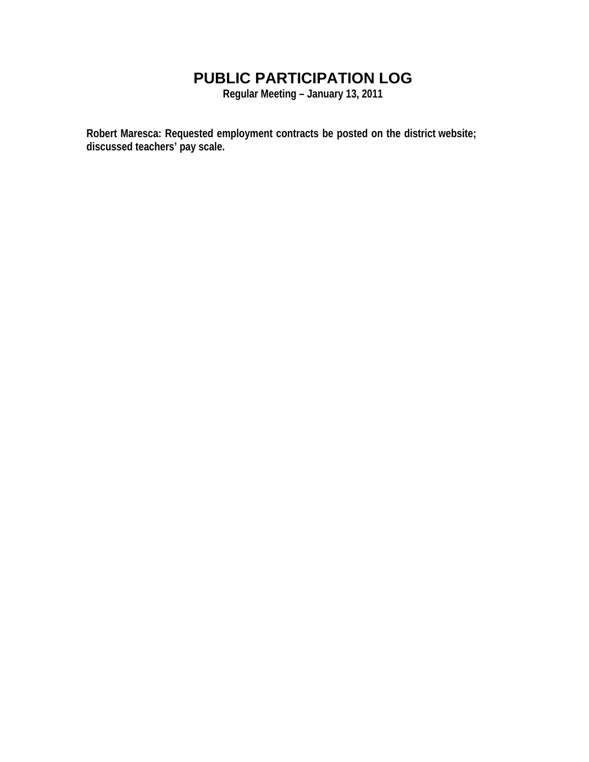# PUBLIC PARTICIPATION LOG

**Regular Meeting – January 13, 2011**

**Robert Maresca: Requested employment contracts be posted on the district website; discussed teachers' pay scale.**